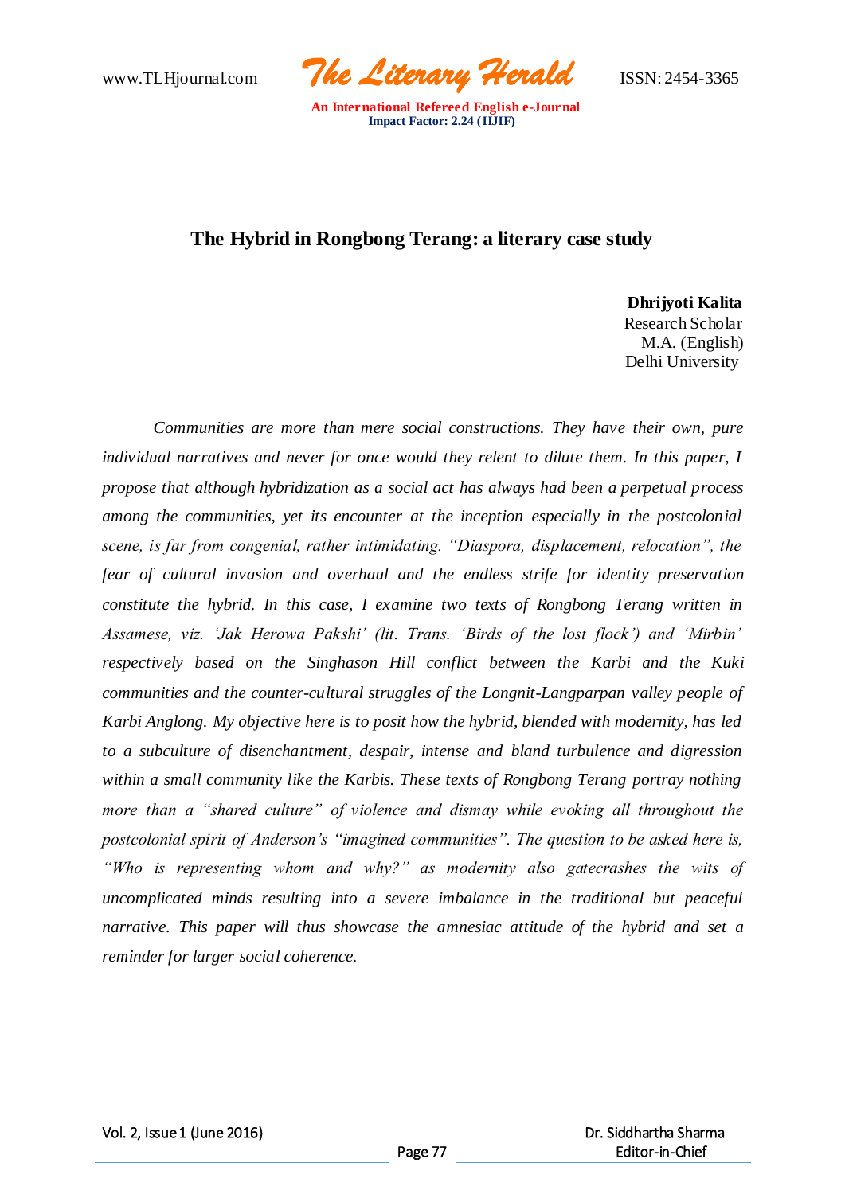# The Hybrid in Rongbong Terang: a literary case study

**Dhrijyoti Kalita**
Research Scholar
M.A. (English)
Delhi University

*Communities are more than mere social constructions. They have their own, pure individual narratives and never for once would they relent to dilute them. In this paper, I propose that although hybridization as a social act has always had been a perpetual process among the communities, yet its encounter at the inception especially in the postcolonial scene, is far from congenial, rather intimidating. "Diaspora, displacement, relocation", the fear of cultural invasion and overhaul and the endless strife for identity preservation constitute the hybrid. In this case, I examine two texts of Rongbong Terang written in Assamese, viz. 'Jak Herowa Pakshi' (lit. Trans. 'Birds of the lost flock') and 'Mirbin' respectively based on the Singhason Hill conflict between the Karbi and the Kuki communities and the counter-cultural struggles of the Longnit-Langparpan valley people of Karbi Anglong. My objective here is to posit how the hybrid, blended with modernity, has led to a subculture of disenchantment, despair, intense and bland turbulence and digression within a small community like the Karbis. These texts of Rongbong Terang portray nothing more than a "shared culture" of violence and dismay while evoking all throughout the postcolonial spirit of Anderson's "imagined communities". The question to be asked here is, "Who is representing whom and why?" as modernity also gatecrashes the wits of uncomplicated minds resulting into a severe imbalance in the traditional but peaceful narrative. This paper will thus showcase the amnesiac attitude of the hybrid and set a reminder for larger social coherence.*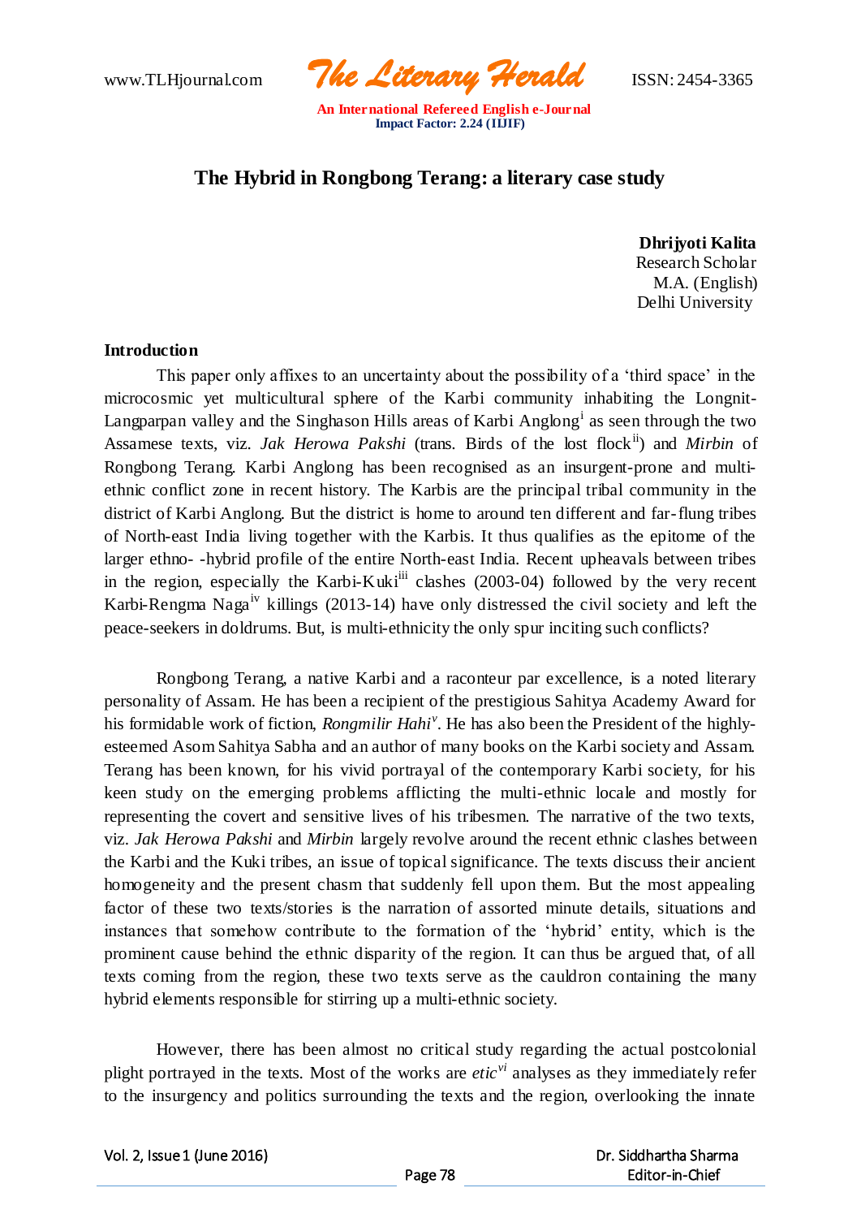# The Hybrid in Rongbong Terang: a literary case study

**Dhrijyoti Kalita**
Research Scholar
M.A. (English)
Delhi University

## Introduction

This paper only affixes to an uncertainty about the possibility of a 'third space' in the microcosmic yet multicultural sphere of the Karbi community inhabiting the Longnit-Langparpan valley and the Singhason Hills areas of Karbi Anglong[i] as seen through the two Assamese texts, viz. *Jak Herowa Pakshi* (trans. Birds of the lost flock[ii]) and *Mirbin* of Rongbong Terang. Karbi Anglong has been recognised as an insurgent-prone and multi-ethnic conflict zone in recent history. The Karbis are the principal tribal community in the district of Karbi Anglong. But the district is home to around ten different and far-flung tribes of North-east India living together with the Karbis. It thus qualifies as the epitome of the larger ethno- -hybrid profile of the entire North-east India. Recent upheavals between tribes in the region, especially the Karbi-Kuki[iii] clashes (2003-04) followed by the very recent Karbi-Rengma Naga[iv] killings (2013-14) have only distressed the civil society and left the peace-seekers in doldrums. But, is multi-ethnicity the only spur inciting such conflicts?

Rongbong Terang, a native Karbi and a raconteur par excellence, is a noted literary personality of Assam. He has been a recipient of the prestigious Sahitya Academy Award for his formidable work of fiction, *Rongmilir Hahi*[v]. He has also been the President of the highly-esteemed Asom Sahitya Sabha and an author of many books on the Karbi society and Assam. Terang has been known, for his vivid portrayal of the contemporary Karbi society, for his keen study on the emerging problems afflicting the multi-ethnic locale and mostly for representing the covert and sensitive lives of his tribesmen. The narrative of the two texts, viz. *Jak Herowa Pakshi* and *Mirbin* largely revolve around the recent ethnic clashes between the Karbi and the Kuki tribes, an issue of topical significance. The texts discuss their ancient homogeneity and the present chasm that suddenly fell upon them. But the most appealing factor of these two texts/stories is the narration of assorted minute details, situations and instances that somehow contribute to the formation of the 'hybrid' entity, which is the prominent cause behind the ethnic disparity of the region. It can thus be argued that, of all texts coming from the region, these two texts serve as the cauldron containing the many hybrid elements responsible for stirring up a multi-ethnic society.

However, there has been almost no critical study regarding the actual postcolonial plight portrayed in the texts. Most of the works are *etic*[vi] analyses as they immediately refer to the insurgency and politics surrounding the texts and the region, overlooking the innate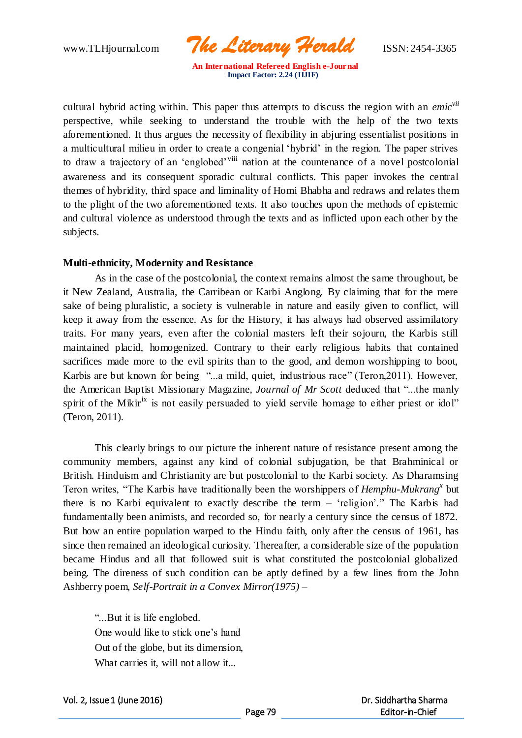cultural hybrid acting within. This paper thus attempts to discuss the region with an *emic*[vii] perspective, while seeking to understand the trouble with the help of the two texts aforementioned. It thus argues the necessity of flexibility in abjuring essentialist positions in a multicultural milieu in order to create a congenial 'hybrid' in the region. The paper strives to draw a trajectory of an 'englobed'[viii] nation at the countenance of a novel postcolonial awareness and its consequent sporadic cultural conflicts. This paper invokes the central themes of hybridity, third space and liminality of Homi Bhabha and redraws and relates them to the plight of the two aforementioned texts. It also touches upon the methods of epistemic and cultural violence as understood through the texts and as inflicted upon each other by the subjects.

**Multi-ethnicity, Modernity and Resistance**

As in the case of the postcolonial, the context remains almost the same throughout, be it New Zealand, Australia, the Carribean or Karbi Anglong. By claiming that for the mere sake of being pluralistic, a society is vulnerable in nature and easily given to conflict, will keep it away from the essence. As for the History, it has always had observed assimilatory traits. For many years, even after the colonial masters left their sojourn, the Karbis still maintained placid, homogenized. Contrary to their early religious habits that contained sacrifices made more to the evil spirits than to the good, and demon worshipping to boot, Karbis are but known for being "...a mild, quiet, industrious race" (Teron,2011). However, the American Baptist Missionary Magazine, *Journal of Mr Scott* deduced that "...the manly spirit of the Mikir[ix] is not easily persuaded to yield servile homage to either priest or idol" (Teron, 2011).

This clearly brings to our picture the inherent nature of resistance present among the community members, against any kind of colonial subjugation, be that Brahminical or British. Hinduism and Christianity are but postcolonial to the Karbi society. As Dharamsing Teron writes, "The Karbis have traditionally been the worshippers of *Hemphu-Mukrang*[x] but there is no Karbi equivalent to exactly describe the term – 'religion'." The Karbis had fundamentally been animists, and recorded so, for nearly a century since the census of 1872. But how an entire population warped to the Hindu faith, only after the census of 1961, has since then remained an ideological curiosity. Thereafter, a considerable size of the population became Hindus and all that followed suit is what constituted the postcolonial globalized being. The direness of such condition can be aptly defined by a few lines from the John Ashberry poem, *Self-Portrait in a Convex Mirror(1975)* –

"...But it is life englobed.
One would like to stick one's hand
Out of the globe, but its dimension,
What carries it, will not allow it...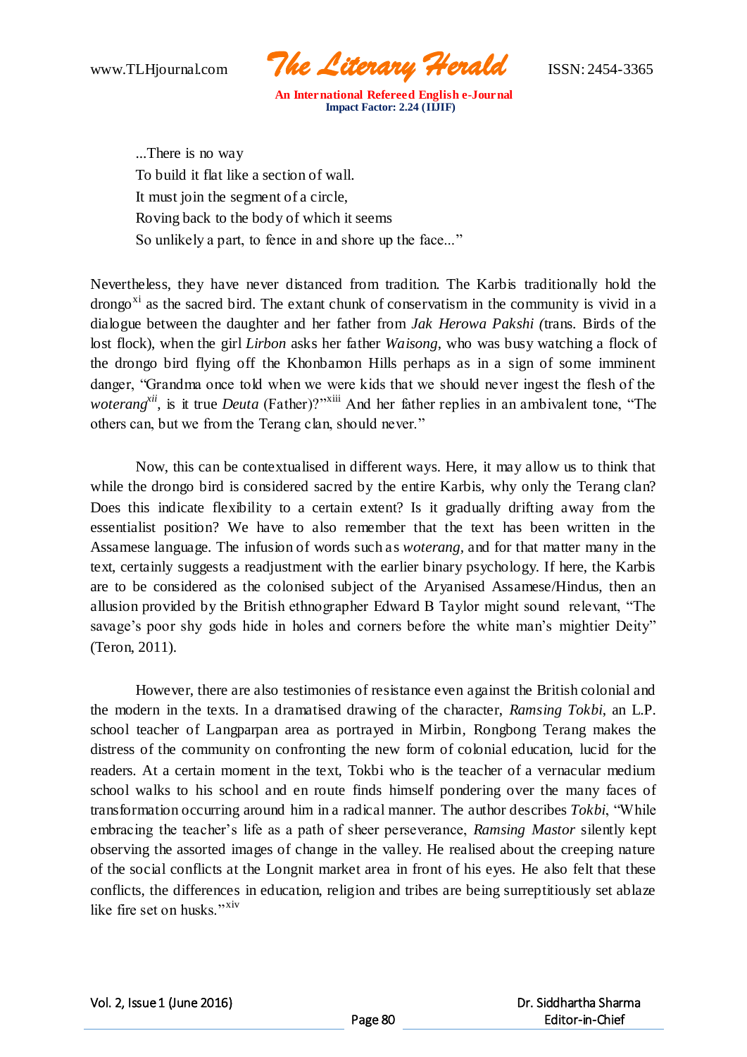...There is no way  
To build it flat like a section of wall.  
It must join the segment of a circle,  
Roving back to the body of which it seems  
So unlikely a part, to fence in and shore up the face..."

Nevertheless, they have never distanced from tradition. The Karbis traditionally hold the drongo[xi] as the sacred bird. The extant chunk of conservatism in the community is vivid in a dialogue between the daughter and her father from *Jak Herowa Pakshi (*trans. Birds of the lost flock), when the girl *Lirbon* asks her father *Waisong*, who was busy watching a flock of the drongo bird flying off the Khonbamon Hills perhaps as in a sign of some imminent danger, "Grandma once told when we were kids that we should never ingest the flesh of the *woterang*[xii], is it true *Deuta* (Father)?"[xiii] And her father replies in an ambivalent tone, "The others can, but we from the Terang clan, should never."

Now, this can be contextualised in different ways. Here, it may allow us to think that while the drongo bird is considered sacred by the entire Karbis, why only the Terang clan? Does this indicate flexibility to a certain extent? Is it gradually drifting away from the essentialist position? We have to also remember that the text has been written in the Assamese language. The infusion of words such as *woterang*, and for that matter many in the text, certainly suggests a readjustment with the earlier binary psychology. If here, the Karbis are to be considered as the colonised subject of the Aryanised Assamese/Hindus, then an allusion provided by the British ethnographer Edward B Taylor might sound relevant, "The savage's poor shy gods hide in holes and corners before the white man's mightier Deity" (Teron, 2011).

However, there are also testimonies of resistance even against the British colonial and the modern in the texts. In a dramatised drawing of the character, *Ramsing Tokbi*, an L.P. school teacher of Langparpan area as portrayed in Mirbin, Rongbong Terang makes the distress of the community on confronting the new form of colonial education, lucid for the readers. At a certain moment in the text, Tokbi who is the teacher of a vernacular medium school walks to his school and en route finds himself pondering over the many faces of transformation occurring around him in a radical manner. The author describes *Tokbi*, "While embracing the teacher's life as a path of sheer perseverance, *Ramsing Mastor* silently kept observing the assorted images of change in the valley. He realised about the creeping nature of the social conflicts at the Longnit market area in front of his eyes. He also felt that these conflicts, the differences in education, religion and tribes are being surreptitiously set ablaze like fire set on husks."[xiv]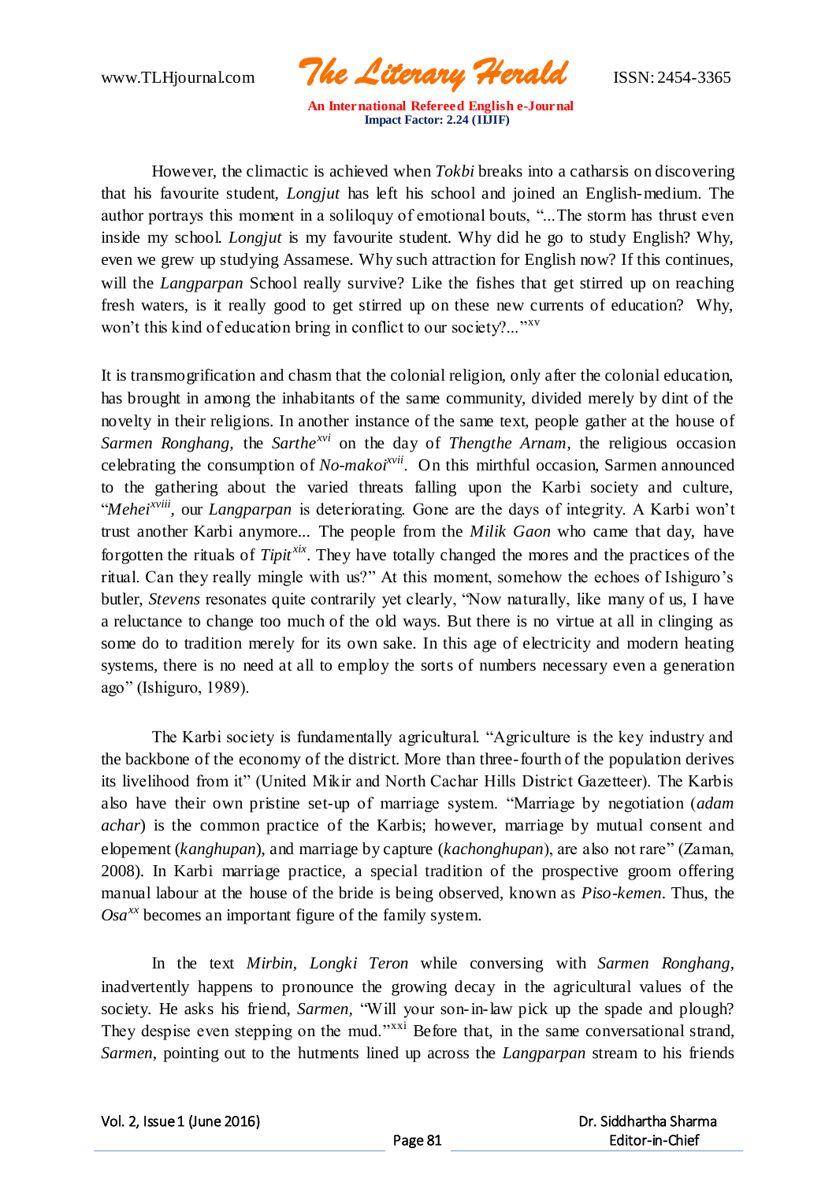However, the climactic is achieved when *Tokbi* breaks into a catharsis on discovering that his favourite student, *Longjut* has left his school and joined an English-medium. The author portrays this moment in a soliloquy of emotional bouts, "...The storm has thrust even inside my school. *Longjut* is my favourite student. Why did he go to study English? Why, even we grew up studying Assamese. Why such attraction for English now? If this continues, will the *Langparpan* School really survive? Like the fishes that get stirred up on reaching fresh waters, is it really good to get stirred up on these new currents of education? Why, won't this kind of education bring in conflict to our society?..."[xv]

It is transmogrification and chasm that the colonial religion, only after the colonial education, has brought in among the inhabitants of the same community, divided merely by dint of the novelty in their religions. In another instance of the same text, people gather at the house of *Sarmen Ronghang*, the *Sarthe*[xvi] on the day of *Thengthe Arnam*, the religious occasion celebrating the consumption of *No-makoi*[xvii]. On this mirthful occasion, Sarmen announced to the gathering about the varied threats falling upon the Karbi society and culture, "*Mehei*[xviii], our *Langparpan* is deteriorating. Gone are the days of integrity. A Karbi won't trust another Karbi anymore... The people from the *Milik Gaon* who came that day, have forgotten the rituals of *Tipit*[xix]. They have totally changed the mores and the practices of the ritual. Can they really mingle with us?" At this moment, somehow the echoes of Ishiguro's butler, *Stevens* resonates quite contrarily yet clearly, "Now naturally, like many of us, I have a reluctance to change too much of the old ways. But there is no virtue at all in clinging as some do to tradition merely for its own sake. In this age of electricity and modern heating systems, there is no need at all to employ the sorts of numbers necessary even a generation ago" (Ishiguro, 1989).

The Karbi society is fundamentally agricultural. "Agriculture is the key industry and the backbone of the economy of the district. More than three-fourth of the population derives its livelihood from it" (United Mikir and North Cachar Hills District Gazetteer). The Karbis also have their own pristine set-up of marriage system. "Marriage by negotiation (*adam achar*) is the common practice of the Karbis; however, marriage by mutual consent and elopement (*kanghupan*), and marriage by capture (*kachonghupan*), are also not rare" (Zaman, 2008). In Karbi marriage practice, a special tradition of the prospective groom offering manual labour at the house of the bride is being observed, known as *Piso-kemen*. Thus, the *Osa*[xx] becomes an important figure of the family system.

In the text *Mirbin*, *Longki Teron* while conversing with *Sarmen Ronghang*, inadvertently happens to pronounce the growing decay in the agricultural values of the society. He asks his friend, *Sarmen*, "Will your son-in-law pick up the spade and plough? They despise even stepping on the mud."[xxi] Before that, in the same conversational strand, *Sarmen*, pointing out to the hutments lined up across the *Langparpan* stream to his friends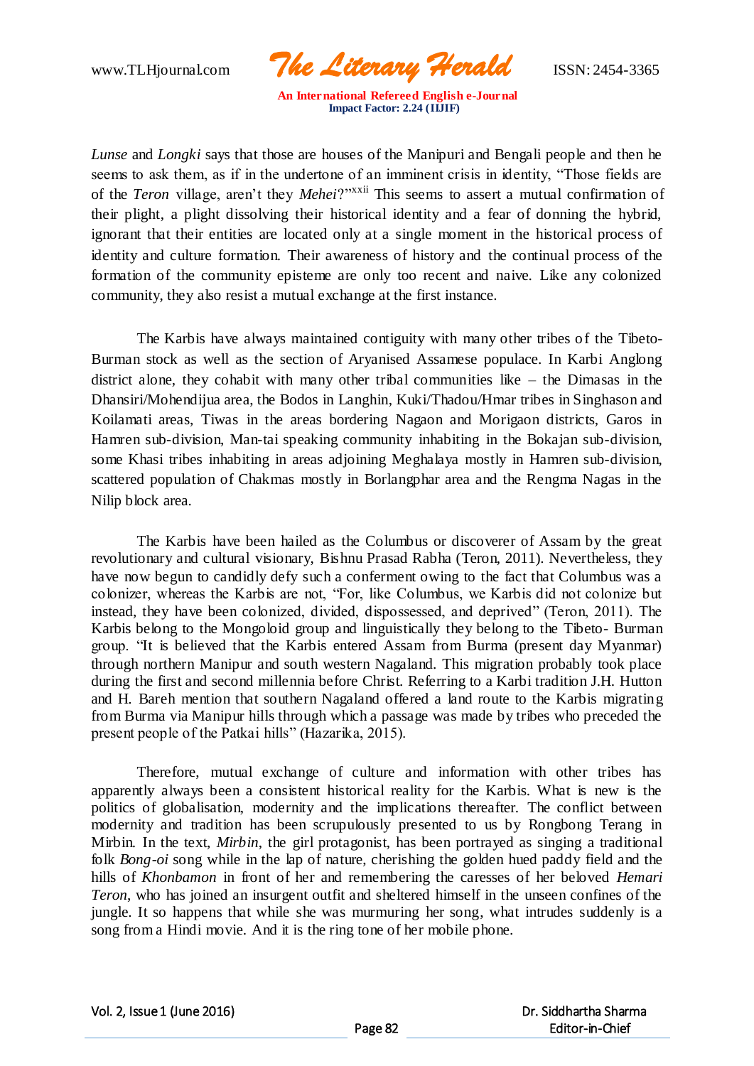*Lunse* and *Longki* says that those are houses of the Manipuri and Bengali people and then he seems to ask them, as if in the undertone of an imminent crisis in identity, "Those fields are of the *Teron* village, aren't they *Mehei*?"[xxii] This seems to assert a mutual confirmation of their plight, a plight dissolving their historical identity and a fear of donning the hybrid, ignorant that their entities are located only at a single moment in the historical process of identity and culture formation. Their awareness of history and the continual process of the formation of the community episteme are only too recent and naive. Like any colonized community, they also resist a mutual exchange at the first instance.

The Karbis have always maintained contiguity with many other tribes of the Tibeto-Burman stock as well as the section of Aryanised Assamese populace. In Karbi Anglong district alone, they cohabit with many other tribal communities like – the Dimasas in the Dhansiri/Mohendijua area, the Bodos in Langhin, Kuki/Thadou/Hmar tribes in Singhason and Koilamati areas, Tiwas in the areas bordering Nagaon and Morigaon districts, Garos in Hamren sub-division, Man-tai speaking community inhabiting in the Bokajan sub-division, some Khasi tribes inhabiting in areas adjoining Meghalaya mostly in Hamren sub-division, scattered population of Chakmas mostly in Borlangphar area and the Rengma Nagas in the Nilip block area.

The Karbis have been hailed as the Columbus or discoverer of Assam by the great revolutionary and cultural visionary, Bishnu Prasad Rabha (Teron, 2011). Nevertheless, they have now begun to candidly defy such a conferment owing to the fact that Columbus was a colonizer, whereas the Karbis are not, "For, like Columbus, we Karbis did not colonize but instead, they have been colonized, divided, dispossessed, and deprived" (Teron, 2011). The Karbis belong to the Mongoloid group and linguistically they belong to the Tibeto- Burman group. "It is believed that the Karbis entered Assam from Burma (present day Myanmar) through northern Manipur and south western Nagaland. This migration probably took place during the first and second millennia before Christ. Referring to a Karbi tradition J.H. Hutton and H. Bareh mention that southern Nagaland offered a land route to the Karbis migrating from Burma via Manipur hills through which a passage was made by tribes who preceded the present people of the Patkai hills" (Hazarika, 2015).

Therefore, mutual exchange of culture and information with other tribes has apparently always been a consistent historical reality for the Karbis. What is new is the politics of globalisation, modernity and the implications thereafter. The conflict between modernity and tradition has been scrupulously presented to us by Rongbong Terang in Mirbin. In the text, *Mirbin*, the girl protagonist, has been portrayed as singing a traditional folk *Bong-oi* song while in the lap of nature, cherishing the golden hued paddy field and the hills of *Khonbamon* in front of her and remembering the caresses of her beloved *Hemari Teron*, who has joined an insurgent outfit and sheltered himself in the unseen confines of the jungle. It so happens that while she was murmuring her song, what intrudes suddenly is a song from a Hindi movie. And it is the ring tone of her mobile phone.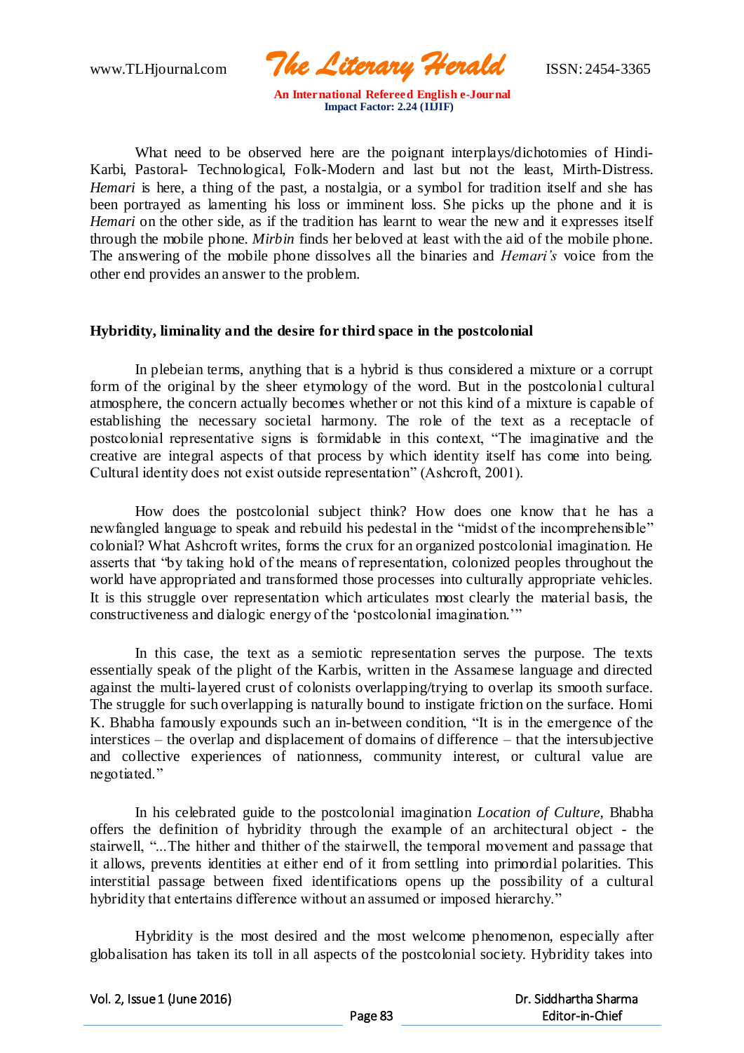What need to be observed here are the poignant interplays/dichotomies of Hindi-Karbi, Pastoral- Technological, Folk-Modern and last but not the least, Mirth-Distress. *Hemari* is here, a thing of the past, a nostalgia, or a symbol for tradition itself and she has been portrayed as lamenting his loss or imminent loss. She picks up the phone and it is *Hemari* on the other side, as if the tradition has learnt to wear the new and it expresses itself through the mobile phone. *Mirbin* finds her beloved at least with the aid of the mobile phone. The answering of the mobile phone dissolves all the binaries and *Hemari's* voice from the other end provides an answer to the problem.

**Hybridity, liminality and the desire for third space in the postcolonial**

In plebeian terms, anything that is a hybrid is thus considered a mixture or a corrupt form of the original by the sheer etymology of the word. But in the postcolonial cultural atmosphere, the concern actually becomes whether or not this kind of a mixture is capable of establishing the necessary societal harmony. The role of the text as a receptacle of postcolonial representative signs is formidable in this context, "The imaginative and the creative are integral aspects of that process by which identity itself has come into being. Cultural identity does not exist outside representation" (Ashcroft, 2001).

How does the postcolonial subject think? How does one know that he has a newfangled language to speak and rebuild his pedestal in the "midst of the incomprehensible" colonial? What Ashcroft writes, forms the crux for an organized postcolonial imagination. He asserts that "by taking hold of the means of representation, colonized peoples throughout the world have appropriated and transformed those processes into culturally appropriate vehicles. It is this struggle over representation which articulates most clearly the material basis, the constructiveness and dialogic energy of the 'postcolonial imagination.'"

In this case, the text as a semiotic representation serves the purpose. The texts essentially speak of the plight of the Karbis, written in the Assamese language and directed against the multi-layered crust of colonists overlapping/trying to overlap its smooth surface. The struggle for such overlapping is naturally bound to instigate friction on the surface. Homi K. Bhabha famously expounds such an in-between condition, "It is in the emergence of the interstices – the overlap and displacement of domains of difference – that the intersubjective and collective experiences of nationness, community interest, or cultural value are negotiated."

In his celebrated guide to the postcolonial imagination *Location of Culture,* Bhabha offers the definition of hybridity through the example of an architectural object - the stairwell, "...The hither and thither of the stairwell, the temporal movement and passage that it allows, prevents identities at either end of it from settling into primordial polarities. This interstitial passage between fixed identifications opens up the possibility of a cultural hybridity that entertains difference without an assumed or imposed hierarchy."

Hybridity is the most desired and the most welcome phenomenon, especially after globalisation has taken its toll in all aspects of the postcolonial society. Hybridity takes into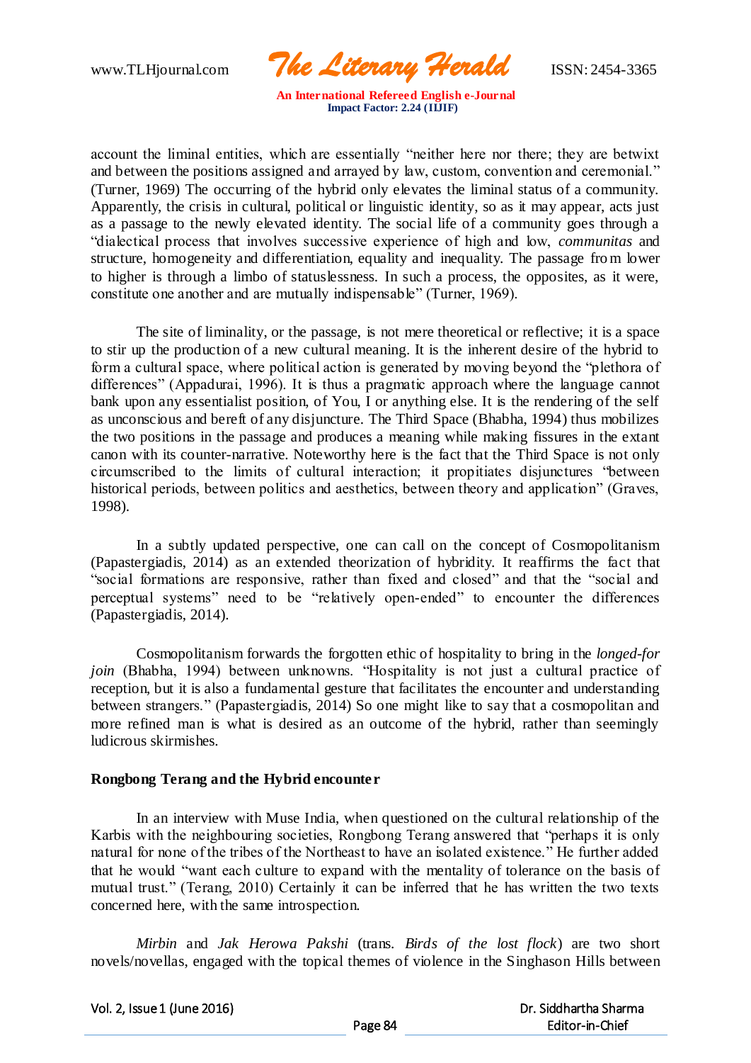account the liminal entities, which are essentially "neither here nor there; they are betwixt and between the positions assigned and arrayed by law, custom, convention and ceremonial." (Turner, 1969) The occurring of the hybrid only elevates the liminal status of a community. Apparently, the crisis in cultural, political or linguistic identity, so as it may appear, acts just as a passage to the newly elevated identity. The social life of a community goes through a "dialectical process that involves successive experience of high and low, *communitas* and structure, homogeneity and differentiation, equality and inequality. The passage from lower to higher is through a limbo of statuslessness. In such a process, the opposites, as it were, constitute one another and are mutually indispensable" (Turner, 1969).

The site of liminality, or the passage, is not mere theoretical or reflective; it is a space to stir up the production of a new cultural meaning. It is the inherent desire of the hybrid to form a cultural space, where political action is generated by moving beyond the "plethora of differences" (Appadurai, 1996). It is thus a pragmatic approach where the language cannot bank upon any essentialist position, of You, I or anything else. It is the rendering of the self as unconscious and bereft of any disjuncture. The Third Space (Bhabha, 1994) thus mobilizes the two positions in the passage and produces a meaning while making fissures in the extant canon with its counter-narrative. Noteworthy here is the fact that the Third Space is not only circumscribed to the limits of cultural interaction; it propitiates disjunctures "between historical periods, between politics and aesthetics, between theory and application" (Graves, 1998).

In a subtly updated perspective, one can call on the concept of Cosmopolitanism (Papastergiadis, 2014) as an extended theorization of hybridity. It reaffirms the fact that "social formations are responsive, rather than fixed and closed" and that the "social and perceptual systems" need to be "relatively open-ended" to encounter the differences (Papastergiadis, 2014).

Cosmopolitanism forwards the forgotten ethic of hospitality to bring in the *longed-for join* (Bhabha, 1994) between unknowns. "Hospitality is not just a cultural practice of reception, but it is also a fundamental gesture that facilitates the encounter and understanding between strangers." (Papastergiadis, 2014) So one might like to say that a cosmopolitan and more refined man is what is desired as an outcome of the hybrid, rather than seemingly ludicrous skirmishes.

**Rongbong Terang and the Hybrid encounter**

In an interview with Muse India, when questioned on the cultural relationship of the Karbis with the neighbouring societies, Rongbong Terang answered that "perhaps it is only natural for none of the tribes of the Northeast to have an isolated existence." He further added that he would "want each culture to expand with the mentality of tolerance on the basis of mutual trust." (Terang, 2010) Certainly it can be inferred that he has written the two texts concerned here, with the same introspection.

*Mirbin* and *Jak Herowa Pakshi* (trans. *Birds of the lost flock*) are two short novels/novellas, engaged with the topical themes of violence in the Singhason Hills between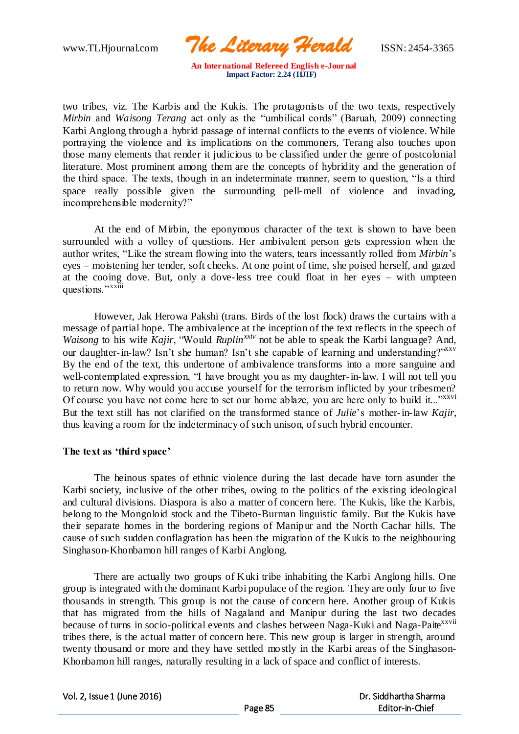two tribes, viz. The Karbis and the Kukis. The protagonists of the two texts, respectively *Mirbin* and *Waisong Terang* act only as the "umbilical cords" (Baruah, 2009) connecting Karbi Anglong through a hybrid passage of internal conflicts to the events of violence. While portraying the violence and its implications on the commoners, Terang also touches upon those many elements that render it judicious to be classified under the genre of postcolonial literature. Most prominent among them are the concepts of hybridity and the generation of the third space. The texts, though in an indeterminate manner, seem to question, "Is a third space really possible given the surrounding pell-mell of violence and invading, incomprehensible modernity?"

At the end of Mirbin, the eponymous character of the text is shown to have been surrounded with a volley of questions. Her ambivalent person gets expression when the author writes, "Like the stream flowing into the waters, tears incessantly rolled from *Mirbin*'s eyes – moistening her tender, soft cheeks. At one point of time, she poised herself, and gazed at the cooing dove. But, only a dove-less tree could float in her eyes – with umpteen questions."[xxiii]

However, Jak Herowa Pakshi (trans. Birds of the lost flock) draws the curtains with a message of partial hope. The ambivalence at the inception of the text reflects in the speech of *Waisong* to his wife *Kajir*, "Would *Ruplin*[xxiv] not be able to speak the Karbi language? And, our daughter-in-law? Isn't she human? Isn't she capable of learning and understanding?"[xxv] By the end of the text, this undertone of ambivalence transforms into a more sanguine and well-contemplated expression, "I have brought you as my daughter-in-law. I will not tell you to return now. Why would you accuse yourself for the terrorism inflicted by your tribesmen? Of course you have not come here to set our home ablaze, you are here only to build it..."[xxvi] But the text still has not clarified on the transformed stance of *Julie*'s mother-in-law *Kajir*, thus leaving a room for the indeterminacy of such unison, of such hybrid encounter.

**The text as 'third space'**

The heinous spates of ethnic violence during the last decade have torn asunder the Karbi society, inclusive of the other tribes, owing to the politics of the existing ideological and cultural divisions. Diaspora is also a matter of concern here. The Kukis, like the Karbis, belong to the Mongoloid stock and the Tibeto-Burman linguistic family. But the Kukis have their separate homes in the bordering regions of Manipur and the North Cachar hills. The cause of such sudden conflagration has been the migration of the Kukis to the neighbouring Singhason-Khonbamon hill ranges of Karbi Anglong.

There are actually two groups of Kuki tribe inhabiting the Karbi Anglong hills. One group is integrated with the dominant Karbi populace of the region. They are only four to five thousands in strength. This group is not the cause of concern here. Another group of Kukis that has migrated from the hills of Nagaland and Manipur during the last two decades because of turns in socio-political events and clashes between Naga-Kuki and Naga-Paite[xxvii] tribes there, is the actual matter of concern here. This new group is larger in strength, around twenty thousand or more and they have settled mostly in the Karbi areas of the Singhason-Khonbamon hill ranges, naturally resulting in a lack of space and conflict of interests.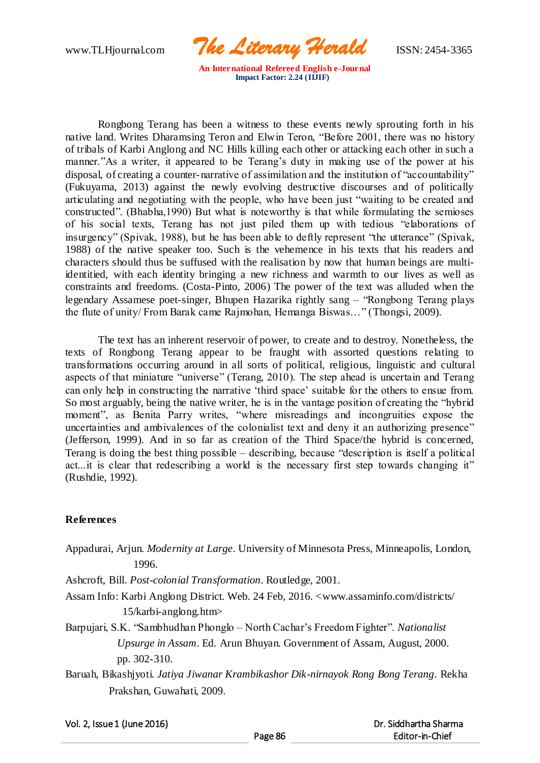Rongbong Terang has been a witness to these events newly sprouting forth in his native land. Writes Dharamsing Teron and Elwin Teron, "Before 2001, there was no history of tribals of Karbi Anglong and NC Hills killing each other or attacking each other in such a manner."As a writer, it appeared to be Terang's duty in making use of the power at his disposal, of creating a counter-narrative of assimilation and the institution of "accountability" (Fukuyama, 2013) against the newly evolving destructive discourses and of politically articulating and negotiating with the people, who have been just "waiting to be created and constructed". (Bhabha,1990) But what is noteworthy is that while formulating the semioses of his social texts, Terang has not just piled them up with tedious "elaborations of insurgency" (Spivak, 1988), but he has been able to deftly represent "the utterance" (Spivak, 1988) of the native speaker too. Such is the vehemence in his texts that his readers and characters should thus be suffused with the realisation by now that human beings are multi-identitied, with each identity bringing a new richness and warmth to our lives as well as constraints and freedoms. (Costa-Pinto, 2006) The power of the text was alluded when the legendary Assamese poet-singer, Bhupen Hazarika rightly sang – "Rongbong Terang plays the flute of unity/ From Barak came Rajmohan, Hemanga Biswas…" (Thongsi, 2009).

The text has an inherent reservoir of power, to create and to destroy. Nonetheless, the texts of Rongbong Terang appear to be fraught with assorted questions relating to transformations occurring around in all sorts of political, religious, linguistic and cultural aspects of that miniature "universe" (Terang, 2010). The step ahead is uncertain and Terang can only help in constructing the narrative 'third space' suitable for the others to ensue from. So most arguably, being the native writer, he is in the vantage position of creating the "hybrid moment", as Benita Parry writes, "where misreadings and incongruities expose the uncertainties and ambivalences of the colonialist text and deny it an authorizing presence" (Jefferson, 1999). And in so far as creation of the Third Space/the hybrid is concerned, Terang is doing the best thing possible – describing, because "description is itself a political act...it is clear that redescribing a world is the necessary first step towards changing it" (Rushdie, 1992).

## References

Appadurai, Arjun. *Modernity at Large*. University of Minnesota Press, Minneapolis, London, 1996.

Ashcroft, Bill. *Post-colonial Transformation*. Routledge, 2001.

Assam Info: Karbi Anglong District. Web. 24 Feb, 2016. <www.assaminfo.com/districts/15/karbi-anglong.htm>

Barpujari, S.K. "Sambhudhan Phonglo – North Cachar's Freedom Fighter". *Nationalist Upsurge in Assam*. Ed. Arun Bhuyan. Government of Assam, August, 2000. pp. 302-310.

Baruah, Bikashjyoti. *Jatiya Jiwanar Krambikashor Dik-nirnayok Rong Bong Terang*. Rekha Prakshan, Guwahati, 2009.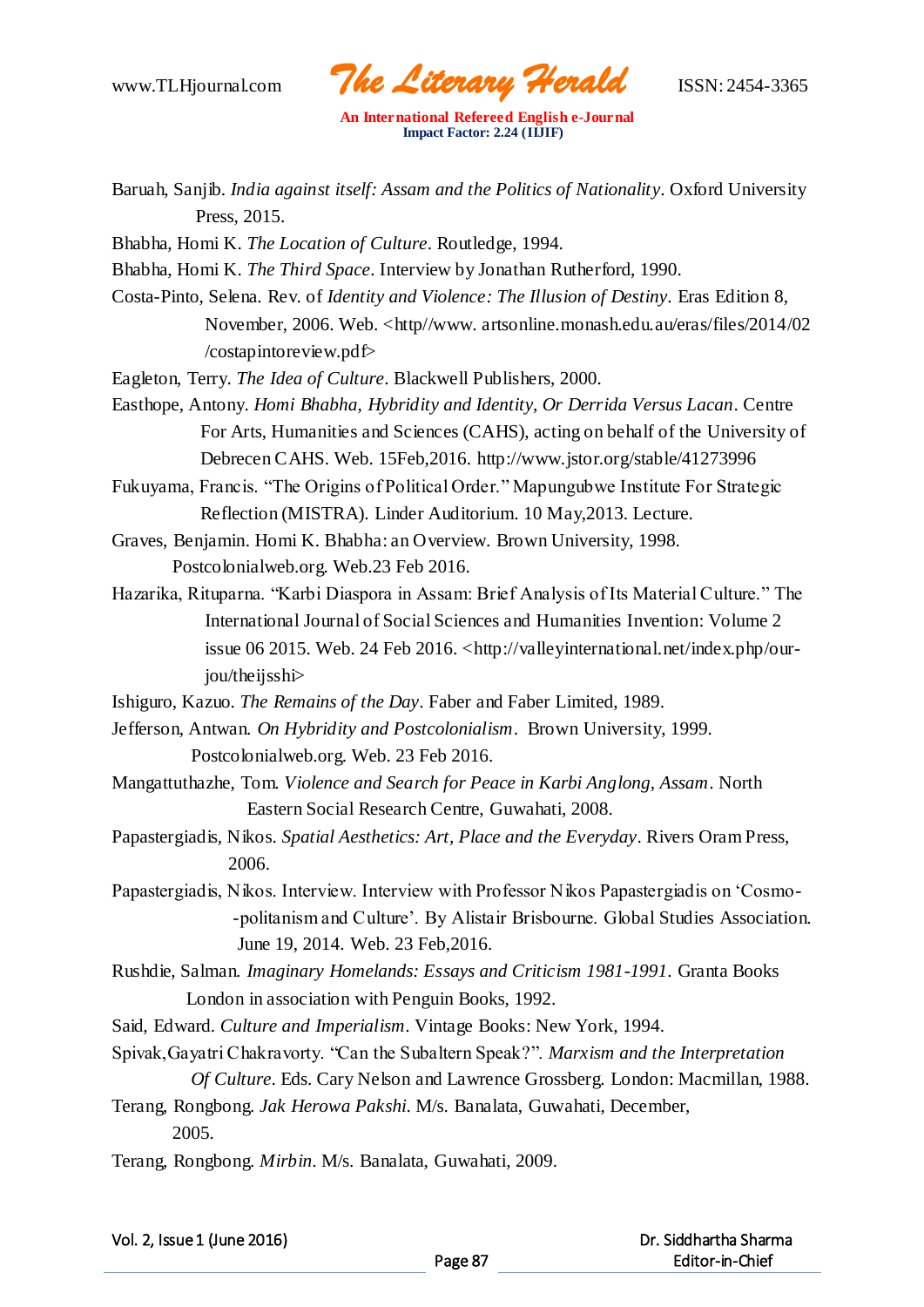Baruah, Sanjib. *India against itself: Assam and the Politics of Nationality*. Oxford University Press, 2015.

Bhabha, Homi K. *The Location of Culture*. Routledge, 1994.

Bhabha, Homi K. *The Third Space*. Interview by Jonathan Rutherford, 1990.

Costa-Pinto, Selena. Rev. of *Identity and Violence: The Illusion of Destiny*. Eras Edition 8, November, 2006. Web. <http//www. artsonline.monash.edu.au/eras/files/2014/02 /costapintoreview.pdf>

Eagleton, Terry. *The Idea of Culture*. Blackwell Publishers, 2000.

Easthope, Antony. *Homi Bhabha, Hybridity and Identity, Or Derrida Versus Lacan*. Centre For Arts, Humanities and Sciences (CAHS), acting on behalf of the University of Debrecen CAHS. Web. 15Feb,2016. http://www.jstor.org/stable/41273996

Fukuyama, Francis. "The Origins of Political Order." Mapungubwe Institute For Strategic Reflection (MISTRA). Linder Auditorium. 10 May,2013. Lecture.

Graves, Benjamin. Homi K. Bhabha: an Overview. Brown University, 1998. Postcolonialweb.org. Web.23 Feb 2016.

Hazarika, Rituparna. "Karbi Diaspora in Assam: Brief Analysis of Its Material Culture." The International Journal of Social Sciences and Humanities Invention: Volume 2 issue 06 2015. Web. 24 Feb 2016. <http://valleyinternational.net/index.php/our-jou/theijsshi>

Ishiguro, Kazuo. *The Remains of the Day*. Faber and Faber Limited, 1989.

Jefferson, Antwan. *On Hybridity and Postcolonialism*. Brown University, 1999. Postcolonialweb.org. Web. 23 Feb 2016.

Mangattuthazhe, Tom. *Violence and Search for Peace in Karbi Anglong, Assam*. North Eastern Social Research Centre, Guwahati, 2008.

Papastergiadis, Nikos. *Spatial Aesthetics: Art, Place and the Everyday*. Rivers Oram Press, 2006.

Papastergiadis, Nikos. Interview. Interview with Professor Nikos Papastergiadis on 'Cosmo--politanism and Culture'. By Alistair Brisbourne. Global Studies Association. June 19, 2014. Web. 23 Feb,2016.

Rushdie, Salman. *Imaginary Homelands: Essays and Criticism 1981-1991*. Granta Books London in association with Penguin Books, 1992.

Said, Edward. *Culture and Imperialism*. Vintage Books: New York, 1994.

Spivak,Gayatri Chakravorty. "Can the Subaltern Speak?". *Marxism and the Interpretation Of Culture*. Eds. Cary Nelson and Lawrence Grossberg. London: Macmillan, 1988.

Terang, Rongbong. *Jak Herowa Pakshi*. M/s. Banalata, Guwahati, December, 2005.

Terang, Rongbong. *Mirbin*. M/s. Banalata, Guwahati, 2009.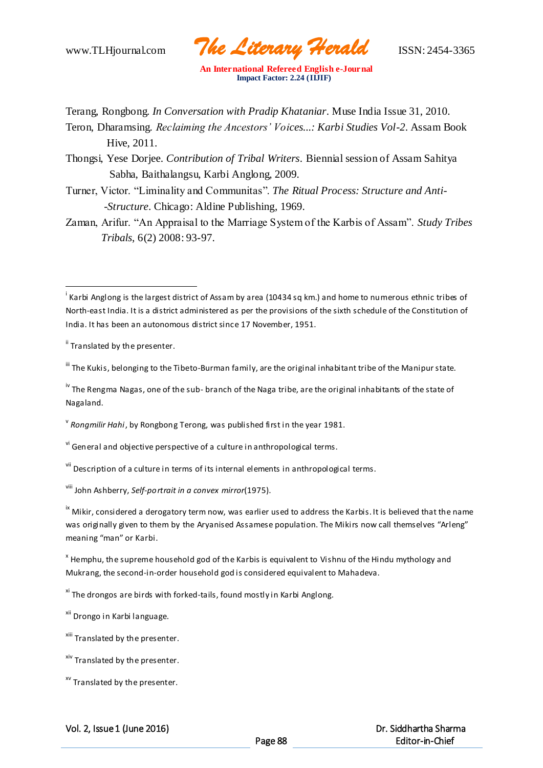Terang, Rongbong. *In Conversation with Pradip Khataniar*. Muse India Issue 31, 2010.

Teron, Dharamsing. *Reclaiming the Ancestors' Voices...: Karbi Studies Vol-2*. Assam Book Hive, 2011.

Thongsi, Yese Dorjee. *Contribution of Tribal Writers*. Biennial session of Assam Sahitya Sabha, Baithalangsu, Karbi Anglong, 2009.

Turner, Victor. "Liminality and Communitas". *The Ritual Process: Structure and Anti--Structure*. Chicago: Aldine Publishing, 1969.

Zaman, Arifur. "An Appraisal to the Marriage System of the Karbis of Assam". *Study Tribes Tribals*, 6(2) 2008: 93-97.

---

[i] Karbi Anglong is the largest district of Assam by area (10434 sq km.) and home to numerous ethnic tribes of North-east India. It is a district administered as per the provisions of the sixth schedule of the Constitution of India. It has been an autonomous district since 17 November, 1951.

[ii] Translated by the presenter.

[iii] The Kukis, belonging to the Tibeto-Burman family, are the original inhabitant tribe of the Manipur state.

[iv] The Rengma Nagas, one of the sub- branch of the Naga tribe, are the original inhabitants of the state of Nagaland.

[v] *Rongmilir Hahi*, by Rongbong Terong, was published first in the year 1981.

[vi] General and objective perspective of a culture in anthropological terms.

[vii] Description of a culture in terms of its internal elements in anthropological terms.

[viii] John Ashberry, *Self-portrait in a convex mirror*(1975).

[ix] Mikir, considered a derogatory term now, was earlier used to address the Karbis. It is believed that the name was originally given to them by the Aryanised Assamese population. The Mikirs now call themselves "Arleng" meaning "man" or Karbi.

[x] Hemphu, the supreme household god of the Karbis is equivalent to Vishnu of the Hindu mythology and Mukrang, the second-in-order household god is considered equivalent to Mahadeva.

[xi] The drongos are birds with forked-tails, found mostly in Karbi Anglong.

[xii] Drongo in Karbi language.

[xiii] Translated by the presenter.

[xiv] Translated by the presenter.

[xv] Translated by the presenter.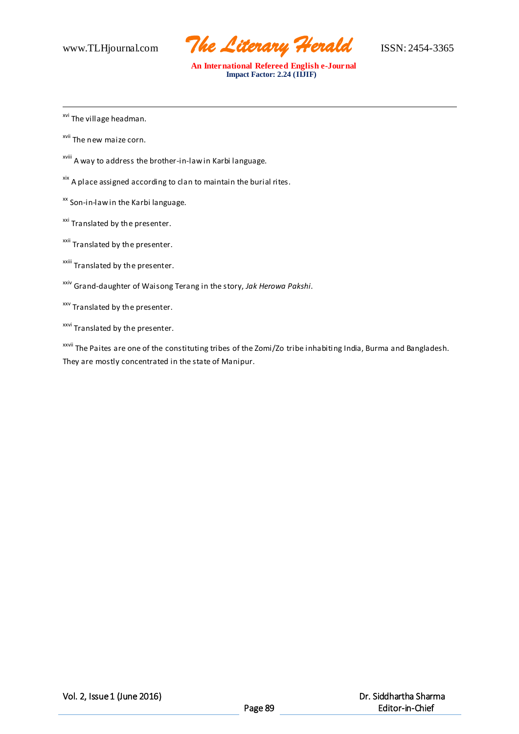[xvi] The village headman.

[xvii] The new maize corn.

[xviii] A way to address the brother-in-law in Karbi language.

[xix] A place assigned according to clan to maintain the burial rites.

[xx] Son-in-law in the Karbi language.

[xxi] Translated by the presenter.

[xxii] Translated by the presenter.

[xxiii] Translated by the presenter.

[xxiv] Grand-daughter of Waisong Terang in the story, *Jak Herowa Pakshi*.

[xxv] Translated by the presenter.

[xxvi] Translated by the presenter.

[xxvii] The Paites are one of the constituting tribes of the Zomi/Zo tribe inhabiting India, Burma and Bangladesh. They are mostly concentrated in the state of Manipur.